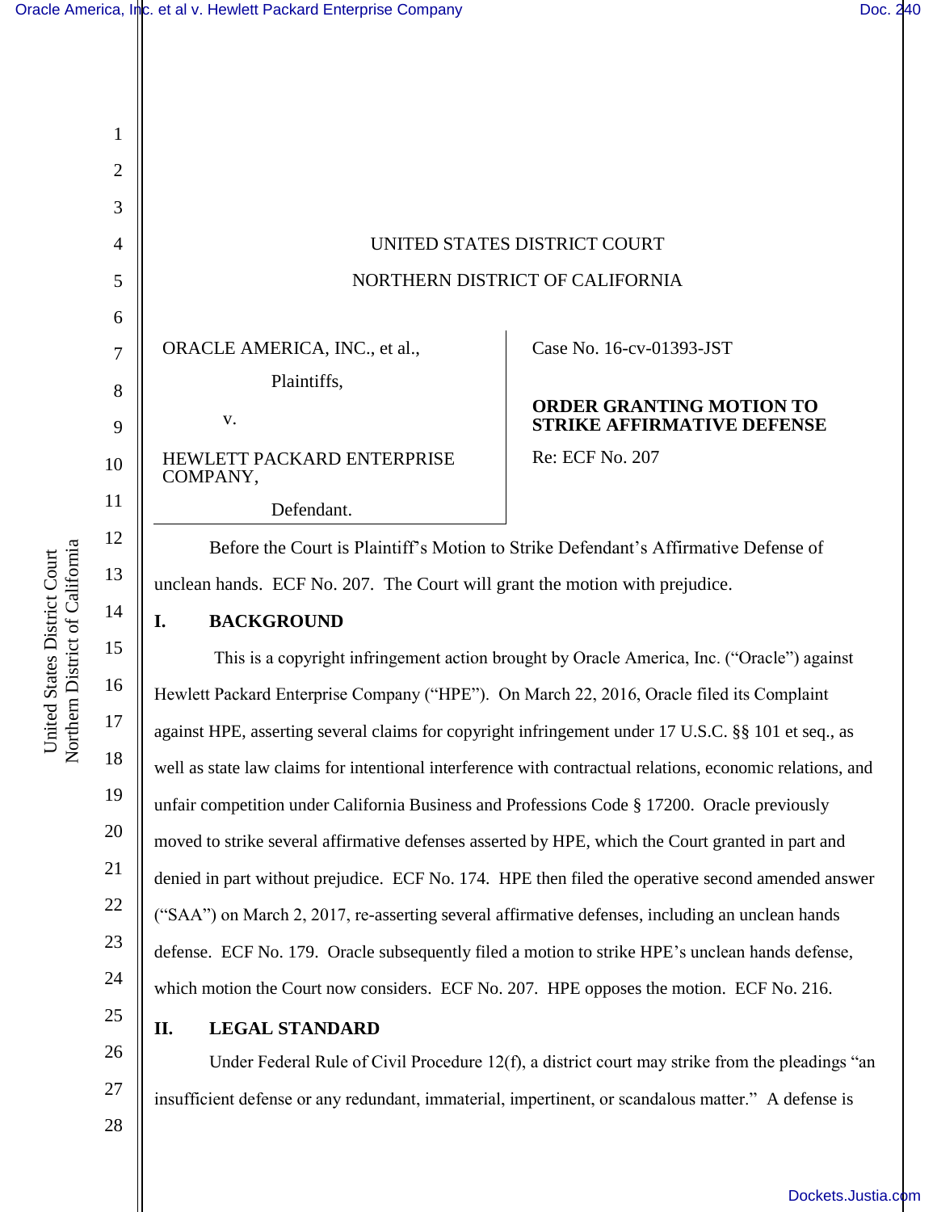UNITED STATES DISTRICT COURT

NORTHERN DISTRICT OF CALIFORNIA

ORACLE AMERICA, INC., et al.,

Plaintiffs,

v.

HEWLETT PACKARD ENTERPRISE COMPANY,

Defendant.

Case No. 16-cv-01393-JST

**ORDER GRANTING MOTION TO STRIKE AFFIRMATIVE DEFENSE**

Re: ECF No. 207

Before the Court is Plaintiff's Motion to Strike Defendant's Affirmative Defense of unclean hands. ECF No. 207. The Court will grant the motion with prejudice.

## I. BACKGROUND

This is a copyright infringement action brought by Oracle America, Inc. ("Oracle") against Hewlett Packard Enterprise Company ("HPE"). On March 22, 2016, Oracle filed its Complaint against HPE, asserting several claims for copyright infringement under 17 U.S.C. §§ 101 et seq., as well as state law claims for intentional interference with contractual relations, economic relations, and unfair competition under California Business and Professions Code § 17200. Oracle previously moved to strike several affirmative defenses asserted by HPE, which the Court granted in part and denied in part without prejudice. ECF No. 174. HPE then filed the operative second amended answer ("SAA") on March 2, 2017, re-asserting several affirmative defenses, including an unclean hands defense. ECF No. 179. Oracle subsequently filed a motion to strike HPE's unclean hands defense, which motion the Court now considers. ECF No. 207. HPE opposes the motion. ECF No. 216.

## II. LEGAL STANDARD

Under Federal Rule of Civil Procedure 12(f), a district court may strike from the pleadings "an insufficient defense or any redundant, immaterial, impertinent, or scandalous matter." A defense is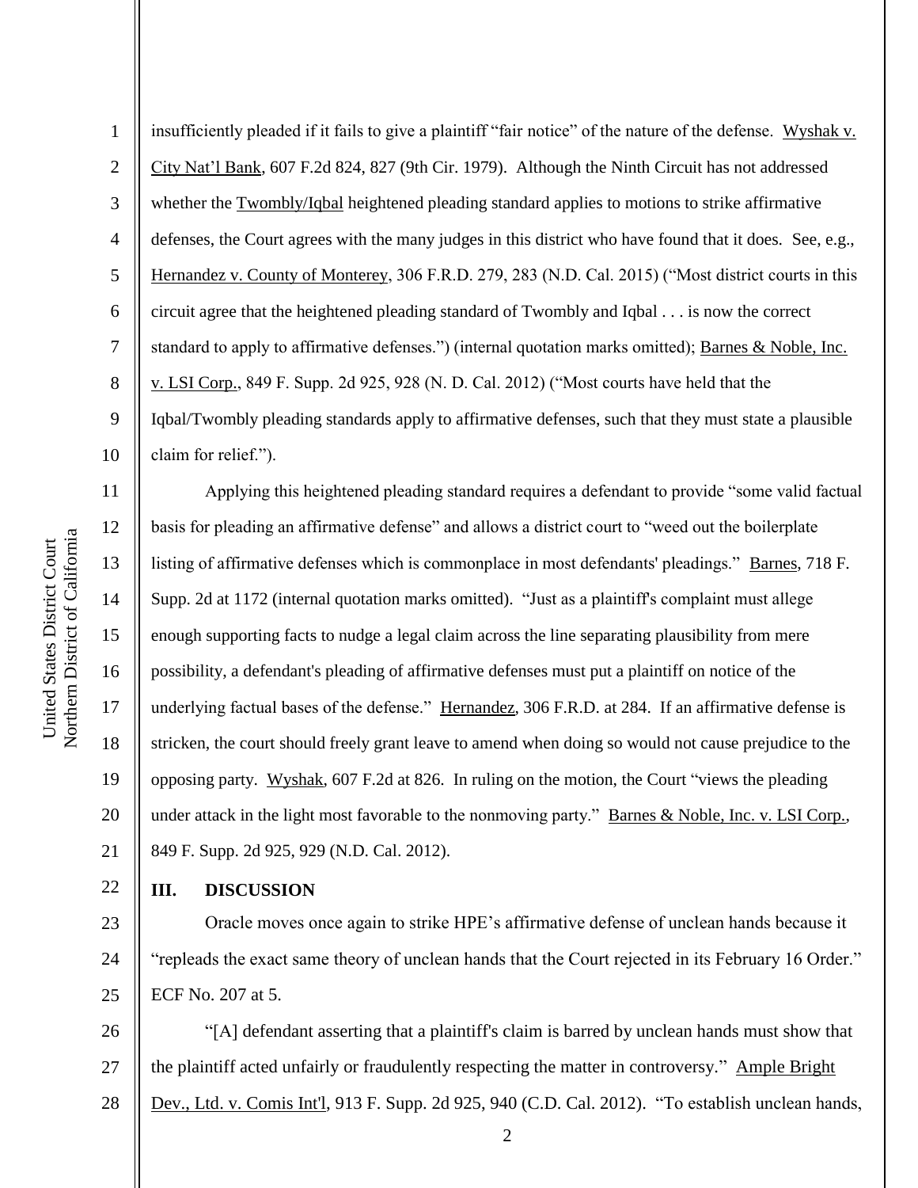insufficiently pleaded if it fails to give a plaintiff "fair notice" of the nature of the defense. Wyshak v. City Nat'l Bank, 607 F.2d 824, 827 (9th Cir. 1979). Although the Ninth Circuit has not addressed whether the Twombly/Iqbal heightened pleading standard applies to motions to strike affirmative defenses, the Court agrees with the many judges in this district who have found that it does. See, e.g., Hernandez v. County of Monterey, 306 F.R.D. 279, 283 (N.D. Cal. 2015) ("Most district courts in this circuit agree that the heightened pleading standard of Twombly and Iqbal . . . is now the correct standard to apply to affirmative defenses.") (internal quotation marks omitted); Barnes & Noble, Inc. v. LSI Corp., 849 F. Supp. 2d 925, 928 (N. D. Cal. 2012) ("Most courts have held that the Iqbal/Twombly pleading standards apply to affirmative defenses, such that they must state a plausible claim for relief.").

Applying this heightened pleading standard requires a defendant to provide "some valid factual basis for pleading an affirmative defense" and allows a district court to "weed out the boilerplate listing of affirmative defenses which is commonplace in most defendants' pleadings." Barnes, 718 F. Supp. 2d at 1172 (internal quotation marks omitted). "Just as a plaintiff's complaint must allege enough supporting facts to nudge a legal claim across the line separating plausibility from mere possibility, a defendant's pleading of affirmative defenses must put a plaintiff on notice of the underlying factual bases of the defense." Hernandez, 306 F.R.D. at 284. If an affirmative defense is stricken, the court should freely grant leave to amend when doing so would not cause prejudice to the opposing party. Wyshak, 607 F.2d at 826. In ruling on the motion, the Court "views the pleading under attack in the light most favorable to the nonmoving party." Barnes & Noble, Inc. v. LSI Corp., 849 F. Supp. 2d 925, 929 (N.D. Cal. 2012).

## III. DISCUSSION

Oracle moves once again to strike HPE's affirmative defense of unclean hands because it "repleads the exact same theory of unclean hands that the Court rejected in its February 16 Order." ECF No. 207 at 5.

"[A] defendant asserting that a plaintiff's claim is barred by unclean hands must show that the plaintiff acted unfairly or fraudulently respecting the matter in controversy." Ample Bright Dev., Ltd. v. Comis Int'l, 913 F. Supp. 2d 925, 940 (C.D. Cal. 2012). "To establish unclean hands,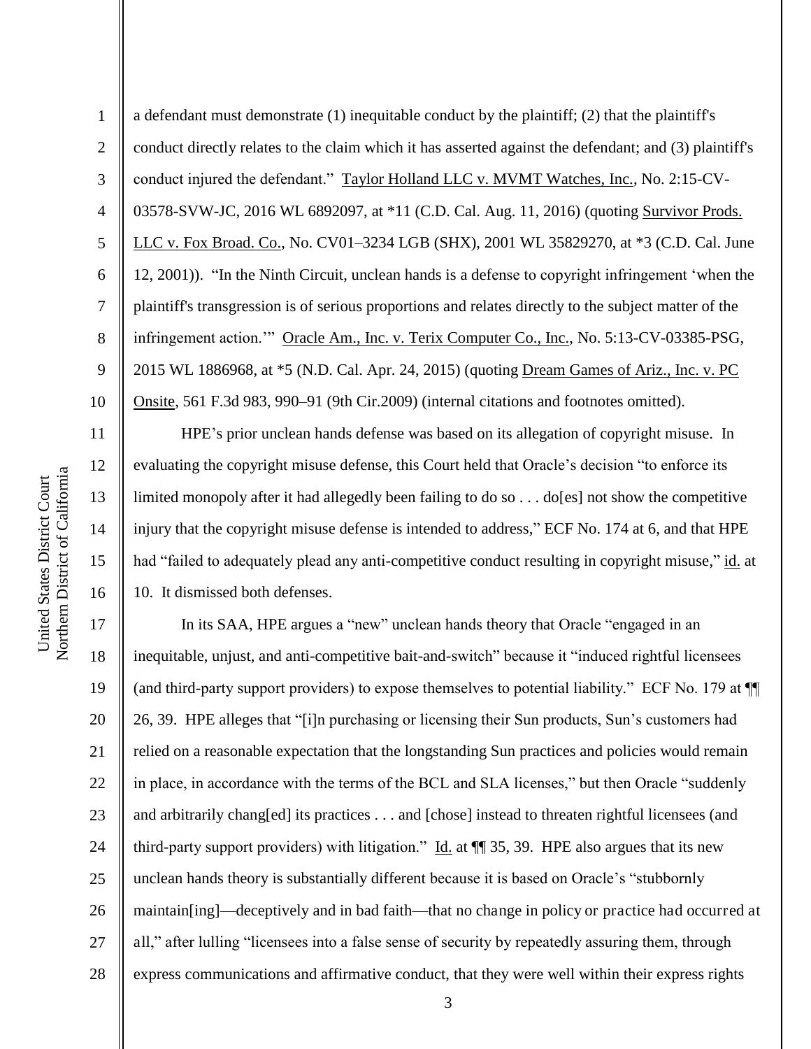a defendant must demonstrate (1) inequitable conduct by the plaintiff; (2) that the plaintiff's conduct directly relates to the claim which it has asserted against the defendant; and (3) plaintiff's conduct injured the defendant." Taylor Holland LLC v. MVMT Watches, Inc., No. 2:15-CV-03578-SVW-JC, 2016 WL 6892097, at *11 (C.D. Cal. Aug. 11, 2016) (quoting Survivor Prods. LLC v. Fox Broad. Co., No. CV01–3234 LGB (SHX), 2001 WL 35829270, at *3 (C.D. Cal. June 12, 2001)). "In the Ninth Circuit, unclean hands is a defense to copyright infringement 'when the plaintiff's transgression is of serious proportions and relates directly to the subject matter of the infringement action.'" Oracle Am., Inc. v. Terix Computer Co., Inc., No. 5:13-CV-03385-PSG, 2015 WL 1886968, at *5 (N.D. Cal. Apr. 24, 2015) (quoting Dream Games of Ariz., Inc. v. PC Onsite, 561 F.3d 983, 990–91 (9th Cir.2009) (internal citations and footnotes omitted).

HPE's prior unclean hands defense was based on its allegation of copyright misuse. In evaluating the copyright misuse defense, this Court held that Oracle's decision "to enforce its limited monopoly after it had allegedly been failing to do so . . . do[es] not show the competitive injury that the copyright misuse defense is intended to address," ECF No. 174 at 6, and that HPE had "failed to adequately plead any anti-competitive conduct resulting in copyright misuse," id. at 10. It dismissed both defenses.

In its SAA, HPE argues a "new" unclean hands theory that Oracle "engaged in an inequitable, unjust, and anti-competitive bait-and-switch" because it "induced rightful licensees (and third-party support providers) to expose themselves to potential liability." ECF No. 179 at ¶¶ 26, 39. HPE alleges that "[i]n purchasing or licensing their Sun products, Sun's customers had relied on a reasonable expectation that the longstanding Sun practices and policies would remain in place, in accordance with the terms of the BCL and SLA licenses," but then Oracle "suddenly and arbitrarily chang[ed] its practices . . . and [chose] instead to threaten rightful licensees (and third-party support providers) with litigation." Id. at ¶¶ 35, 39. HPE also argues that its new unclean hands theory is substantially different because it is based on Oracle's "stubbornly maintain[ing]—deceptively and in bad faith—that no change in policy or practice had occurred at all," after lulling "licensees into a false sense of security by repeatedly assuring them, through express communications and affirmative conduct, that they were well within their express rights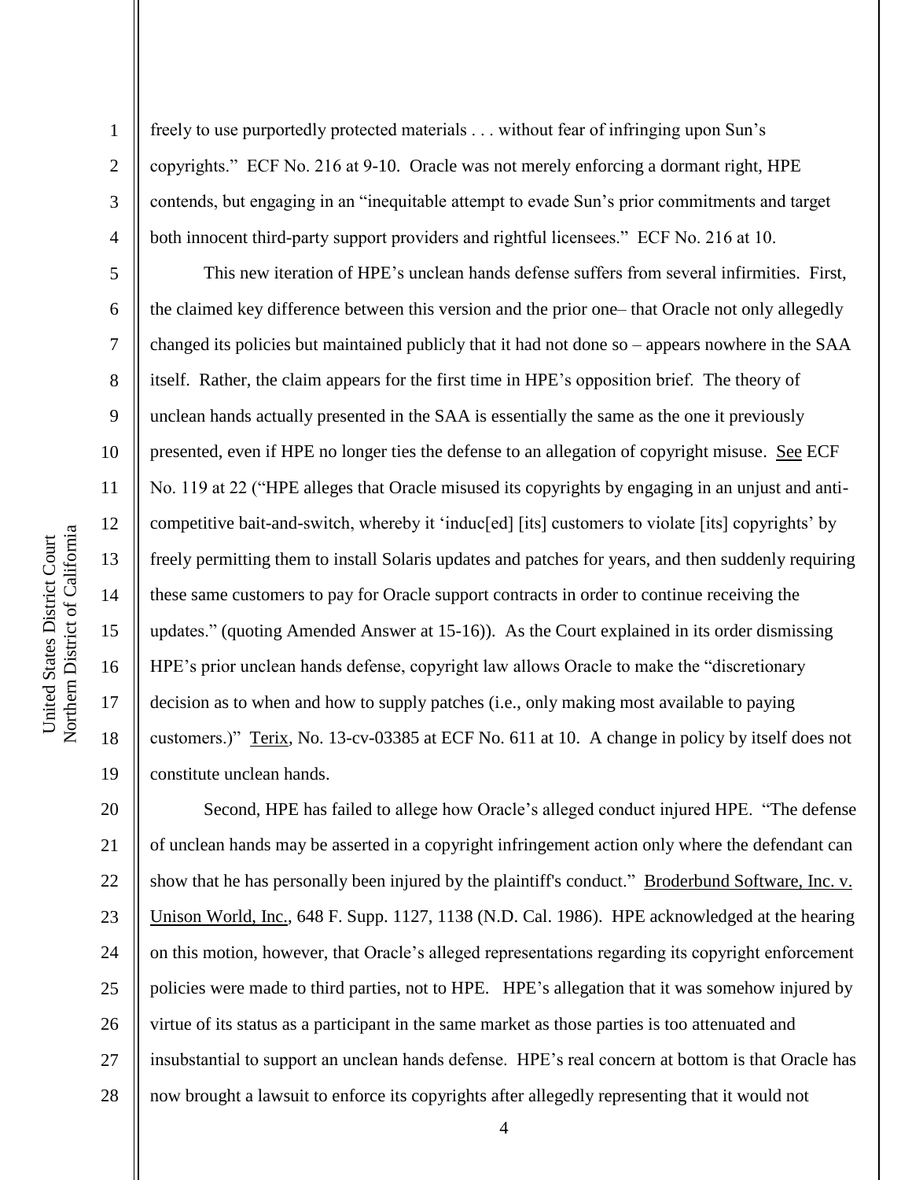freely to use purportedly protected materials . . . without fear of infringing upon Sun's copyrights." ECF No. 216 at 9-10. Oracle was not merely enforcing a dormant right, HPE contends, but engaging in an "inequitable attempt to evade Sun's prior commitments and target both innocent third-party support providers and rightful licensees." ECF No. 216 at 10.

This new iteration of HPE's unclean hands defense suffers from several infirmities. First, the claimed key difference between this version and the prior one– that Oracle not only allegedly changed its policies but maintained publicly that it had not done so – appears nowhere in the SAA itself. Rather, the claim appears for the first time in HPE's opposition brief. The theory of unclean hands actually presented in the SAA is essentially the same as the one it previously presented, even if HPE no longer ties the defense to an allegation of copyright misuse. See ECF No. 119 at 22 ("HPE alleges that Oracle misused its copyrights by engaging in an unjust and anti-competitive bait-and-switch, whereby it 'induc[ed] [its] customers to violate [its] copyrights' by freely permitting them to install Solaris updates and patches for years, and then suddenly requiring these same customers to pay for Oracle support contracts in order to continue receiving the updates." (quoting Amended Answer at 15-16)). As the Court explained in its order dismissing HPE's prior unclean hands defense, copyright law allows Oracle to make the "discretionary decision as to when and how to supply patches (i.e., only making most available to paying customers.)" Terix, No. 13-cv-03385 at ECF No. 611 at 10. A change in policy by itself does not constitute unclean hands.

Second, HPE has failed to allege how Oracle's alleged conduct injured HPE. "The defense of unclean hands may be asserted in a copyright infringement action only where the defendant can show that he has personally been injured by the plaintiff's conduct." Broderbund Software, Inc. v. Unison World, Inc., 648 F. Supp. 1127, 1138 (N.D. Cal. 1986). HPE acknowledged at the hearing on this motion, however, that Oracle's alleged representations regarding its copyright enforcement policies were made to third parties, not to HPE. HPE's allegation that it was somehow injured by virtue of its status as a participant in the same market as those parties is too attenuated and insubstantial to support an unclean hands defense. HPE's real concern at bottom is that Oracle has now brought a lawsuit to enforce its copyrights after allegedly representing that it would not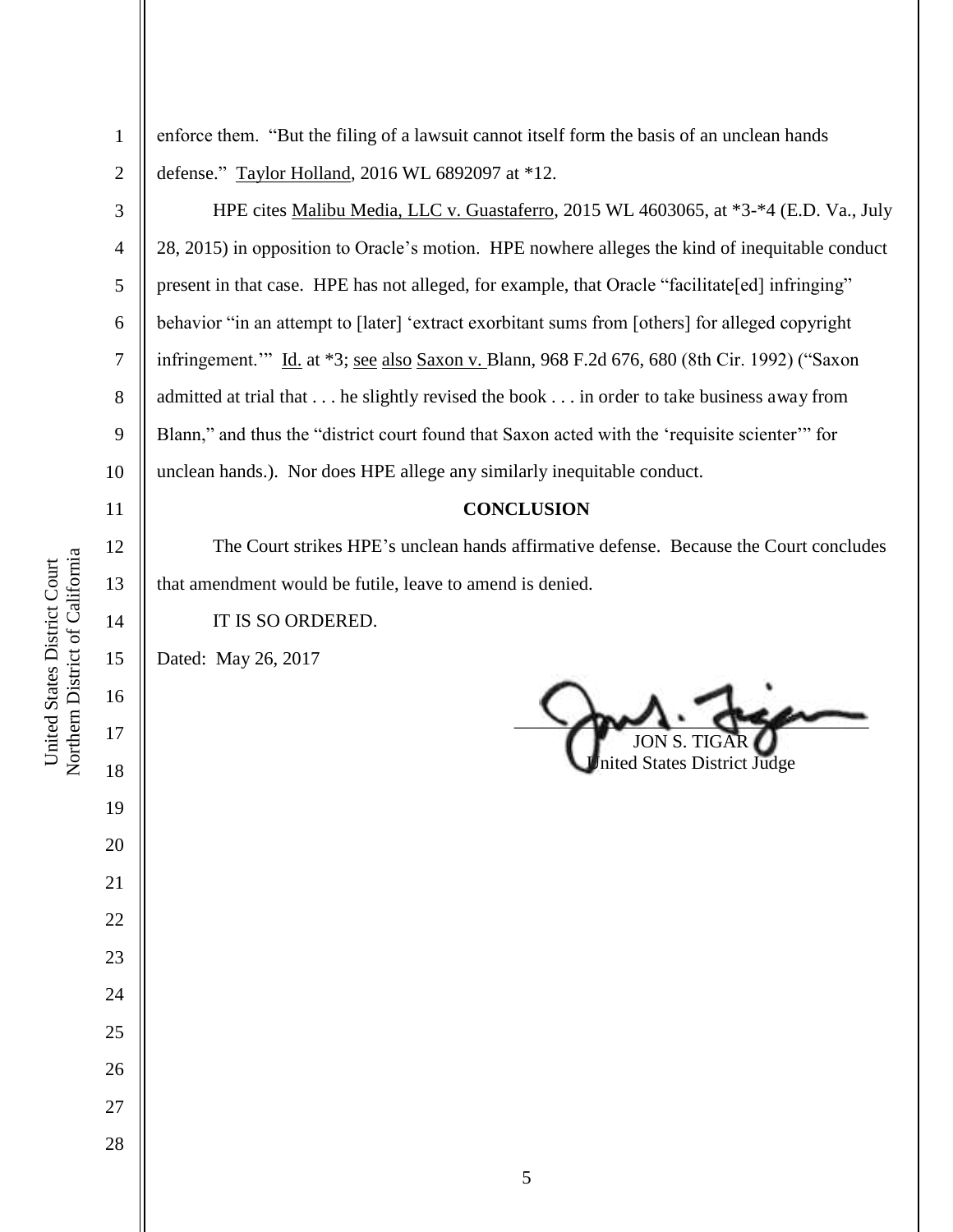enforce them. "But the filing of a lawsuit cannot itself form the basis of an unclean hands defense." Taylor Holland, 2016 WL 6892097 at *12.

HPE cites Malibu Media, LLC v. Guastaferro, 2015 WL 4603065, at *3-*4 (E.D. Va., July 28, 2015) in opposition to Oracle's motion. HPE nowhere alleges the kind of inequitable conduct present in that case. HPE has not alleged, for example, that Oracle "facilitate[ed] infringing" behavior "in an attempt to [later] 'extract exorbitant sums from [others] for alleged copyright infringement.'" Id. at *3; see also Saxon v. Blann, 968 F.2d 676, 680 (8th Cir. 1992) ("Saxon admitted at trial that . . . he slightly revised the book . . . in order to take business away from Blann," and thus the "district court found that Saxon acted with the 'requisite scienter'" for unclean hands.). Nor does HPE allege any similarly inequitable conduct.

## CONCLUSION

The Court strikes HPE's unclean hands affirmative defense. Because the Court concludes that amendment would be futile, leave to amend is denied.

IT IS SO ORDERED.

Dated: May 26, 2017

JON S. TIGAR
United States District Judge